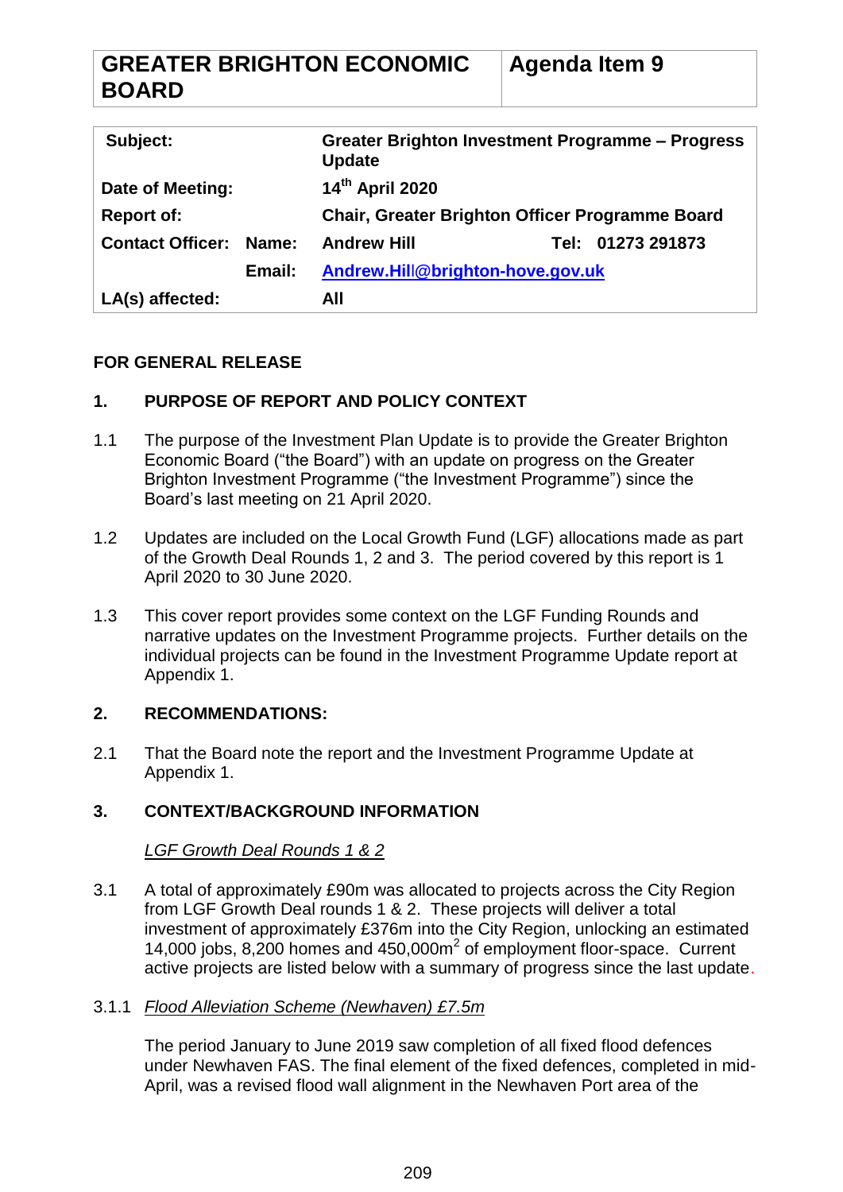| GREATER BRIGHTON ECONOMIC BOARD | Agenda Item 9 |
| --- | --- |

| Subject: | | Greater Brighton Investment Programme – Progress Update | |
| --- | --- | --- | --- |
| Date of Meeting: | | 14th April 2020 | |
| Report of: | | Chair, Greater Brighton Officer Programme Board | |
| Contact Officer: | Name: | Andrew Hill | Tel: 01273 291873 |
| | Email: | Andrew.Hill@brighton-hove.gov.uk | |
| LA(s) affected: | | All | |

**FOR GENERAL RELEASE**

## 1. PURPOSE OF REPORT AND POLICY CONTEXT

1.1 The purpose of the Investment Plan Update is to provide the Greater Brighton Economic Board ("the Board") with an update on progress on the Greater Brighton Investment Programme ("the Investment Programme") since the Board's last meeting on 21 April 2020.

1.2 Updates are included on the Local Growth Fund (LGF) allocations made as part of the Growth Deal Rounds 1, 2 and 3. The period covered by this report is 1 April 2020 to 30 June 2020.

1.3 This cover report provides some context on the LGF Funding Rounds and narrative updates on the Investment Programme projects. Further details on the individual projects can be found in the Investment Programme Update report at Appendix 1.

## 2. RECOMMENDATIONS:

2.1 That the Board note the report and the Investment Programme Update at Appendix 1.

## 3. CONTEXT/BACKGROUND INFORMATION

*LGF Growth Deal Rounds 1 & 2*

3.1 A total of approximately £90m was allocated to projects across the City Region from LGF Growth Deal rounds 1 & 2. These projects will deliver a total investment of approximately £376m into the City Region, unlocking an estimated 14,000 jobs, 8,200 homes and 450,000m$^2$ of employment floor-space. Current active projects are listed below with a summary of progress since the last update.

3.1.1 *Flood Alleviation Scheme (Newhaven) £7.5m*

The period January to June 2019 saw completion of all fixed flood defences under Newhaven FAS. The final element of the fixed defences, completed in mid-April, was a revised flood wall alignment in the Newhaven Port area of the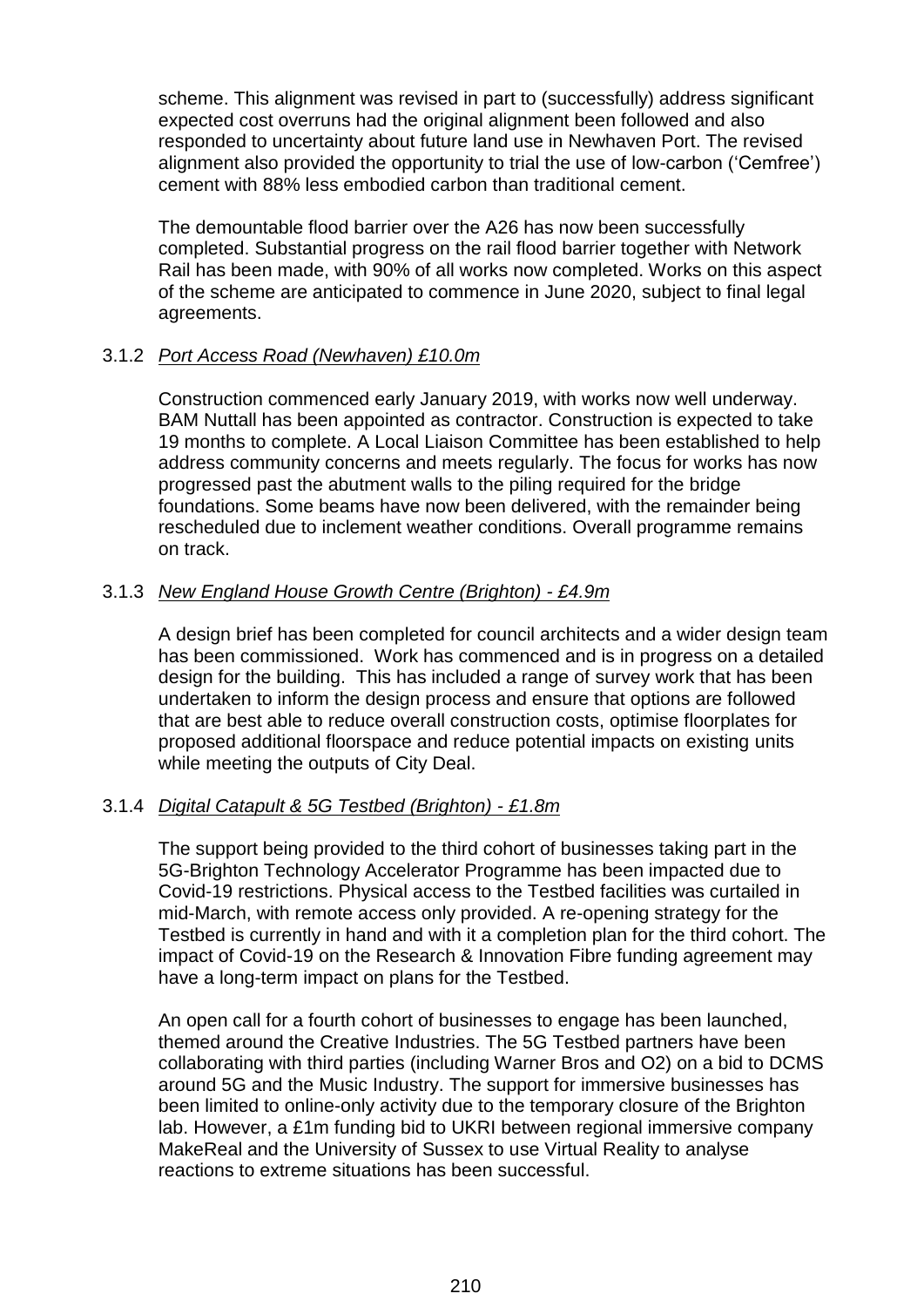scheme. This alignment was revised in part to (successfully) address significant expected cost overruns had the original alignment been followed and also responded to uncertainty about future land use in Newhaven Port. The revised alignment also provided the opportunity to trial the use of low-carbon ('Cemfree') cement with 88% less embodied carbon than traditional cement.

The demountable flood barrier over the A26 has now been successfully completed. Substantial progress on the rail flood barrier together with Network Rail has been made, with 90% of all works now completed. Works on this aspect of the scheme are anticipated to commence in June 2020, subject to final legal agreements.

3.1.2 *Port Access Road (Newhaven) £10.0m*

Construction commenced early January 2019, with works now well underway. BAM Nuttall has been appointed as contractor. Construction is expected to take 19 months to complete. A Local Liaison Committee has been established to help address community concerns and meets regularly. The focus for works has now progressed past the abutment walls to the piling required for the bridge foundations. Some beams have now been delivered, with the remainder being rescheduled due to inclement weather conditions. Overall programme remains on track.

3.1.3 *New England House Growth Centre (Brighton) - £4.9m*

A design brief has been completed for council architects and a wider design team has been commissioned. Work has commenced and is in progress on a detailed design for the building. This has included a range of survey work that has been undertaken to inform the design process and ensure that options are followed that are best able to reduce overall construction costs, optimise floorplates for proposed additional floorspace and reduce potential impacts on existing units while meeting the outputs of City Deal.

3.1.4 *Digital Catapult & 5G Testbed (Brighton) - £1.8m*

The support being provided to the third cohort of businesses taking part in the 5G-Brighton Technology Accelerator Programme has been impacted due to Covid-19 restrictions. Physical access to the Testbed facilities was curtailed in mid-March, with remote access only provided. A re-opening strategy for the Testbed is currently in hand and with it a completion plan for the third cohort. The impact of Covid-19 on the Research & Innovation Fibre funding agreement may have a long-term impact on plans for the Testbed.

An open call for a fourth cohort of businesses to engage has been launched, themed around the Creative Industries. The 5G Testbed partners have been collaborating with third parties (including Warner Bros and O2) on a bid to DCMS around 5G and the Music Industry. The support for immersive businesses has been limited to online-only activity due to the temporary closure of the Brighton lab. However, a £1m funding bid to UKRI between regional immersive company MakeReal and the University of Sussex to use Virtual Reality to analyse reactions to extreme situations has been successful.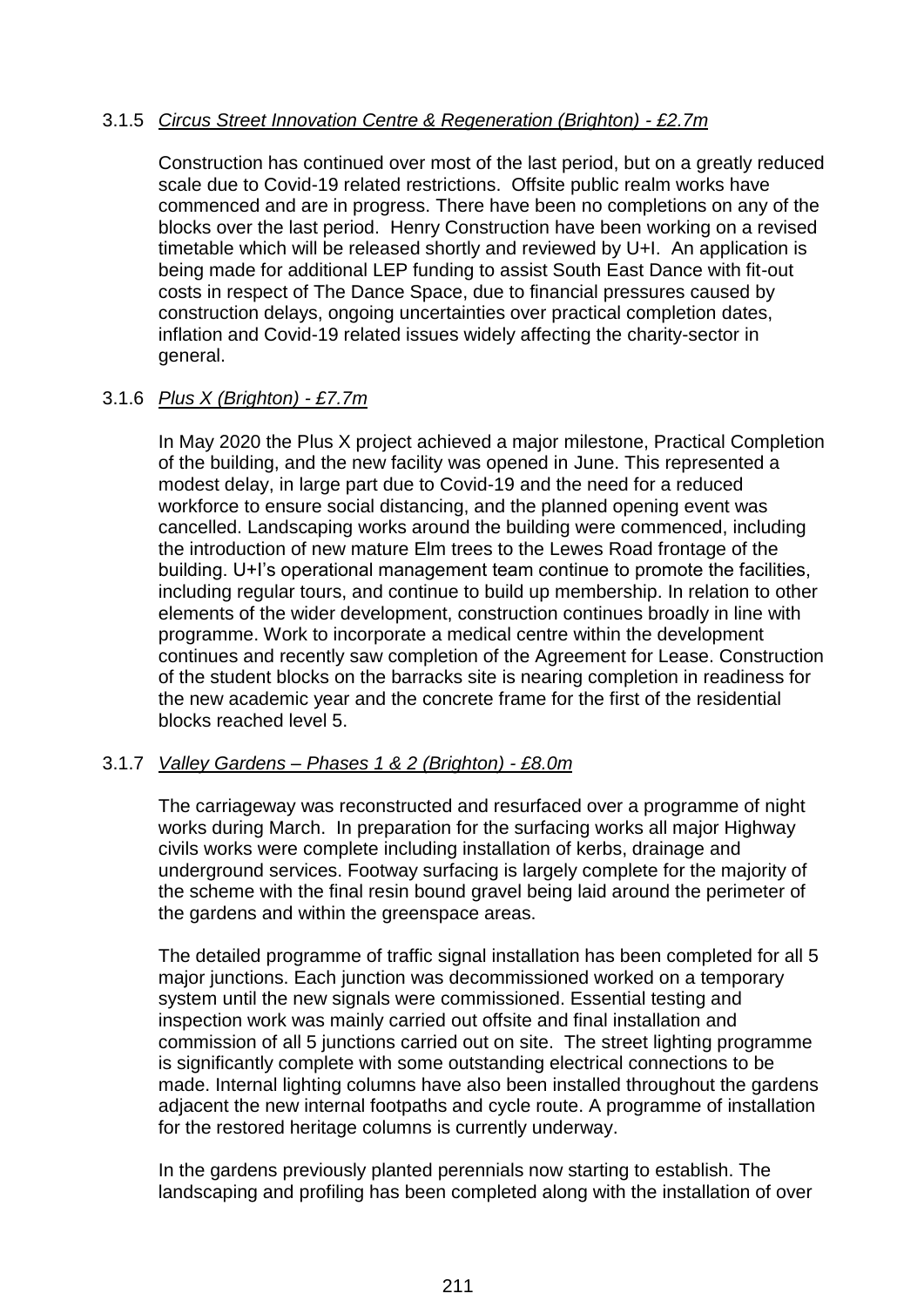3.1.5 *Circus Street Innovation Centre & Regeneration (Brighton) - £2.7m*

Construction has continued over most of the last period, but on a greatly reduced scale due to Covid-19 related restrictions. Offsite public realm works have commenced and are in progress. There have been no completions on any of the blocks over the last period. Henry Construction have been working on a revised timetable which will be released shortly and reviewed by U+I. An application is being made for additional LEP funding to assist South East Dance with fit-out costs in respect of The Dance Space, due to financial pressures caused by construction delays, ongoing uncertainties over practical completion dates, inflation and Covid-19 related issues widely affecting the charity-sector in general.

3.1.6 *Plus X (Brighton) - £7.7m*

In May 2020 the Plus X project achieved a major milestone, Practical Completion of the building, and the new facility was opened in June. This represented a modest delay, in large part due to Covid-19 and the need for a reduced workforce to ensure social distancing, and the planned opening event was cancelled. Landscaping works around the building were commenced, including the introduction of new mature Elm trees to the Lewes Road frontage of the building. U+I's operational management team continue to promote the facilities, including regular tours, and continue to build up membership. In relation to other elements of the wider development, construction continues broadly in line with programme. Work to incorporate a medical centre within the development continues and recently saw completion of the Agreement for Lease. Construction of the student blocks on the barracks site is nearing completion in readiness for the new academic year and the concrete frame for the first of the residential blocks reached level 5.

3.1.7 *Valley Gardens – Phases 1 & 2 (Brighton) - £8.0m*

The carriageway was reconstructed and resurfaced over a programme of night works during March. In preparation for the surfacing works all major Highway civils works were complete including installation of kerbs, drainage and underground services. Footway surfacing is largely complete for the majority of the scheme with the final resin bound gravel being laid around the perimeter of the gardens and within the greenspace areas.

The detailed programme of traffic signal installation has been completed for all 5 major junctions. Each junction was decommissioned worked on a temporary system until the new signals were commissioned. Essential testing and inspection work was mainly carried out offsite and final installation and commission of all 5 junctions carried out on site. The street lighting programme is significantly complete with some outstanding electrical connections to be made. Internal lighting columns have also been installed throughout the gardens adjacent the new internal footpaths and cycle route. A programme of installation for the restored heritage columns is currently underway.

In the gardens previously planted perennials now starting to establish. The landscaping and profiling has been completed along with the installation of over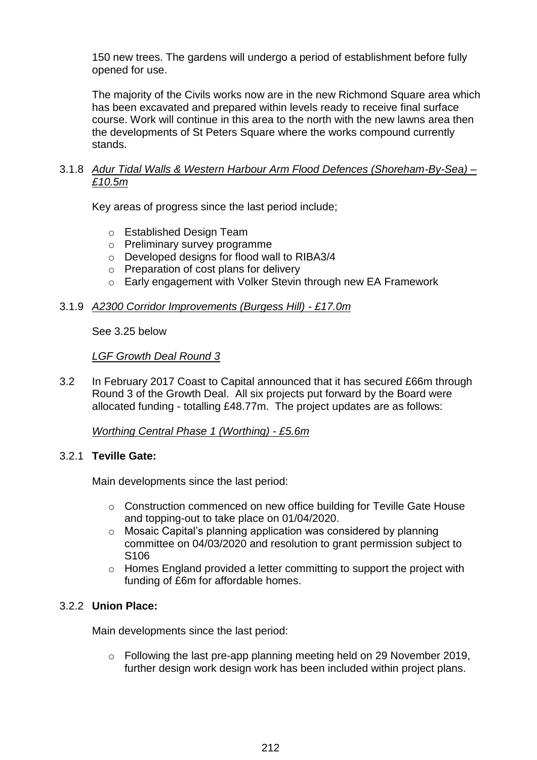150 new trees. The gardens will undergo a period of establishment before fully opened for use.

The majority of the Civils works now are in the new Richmond Square area which has been excavated and prepared within levels ready to receive final surface course. Work will continue in this area to the north with the new lawns area then the developments of St Peters Square where the works compound currently stands.

3.1.8 *Adur Tidal Walls & Western Harbour Arm Flood Defences (Shoreham-By-Sea) – £10.5m*

Key areas of progress since the last period include;

- Established Design Team
- Preliminary survey programme
- Developed designs for flood wall to RIBA3/4
- Preparation of cost plans for delivery
- Early engagement with Volker Stevin through new EA Framework

3.1.9 *A2300 Corridor Improvements (Burgess Hill) - £17.0m*

See 3.25 below

*LGF Growth Deal Round 3*

3.2 In February 2017 Coast to Capital announced that it has secured £66m through Round 3 of the Growth Deal. All six projects put forward by the Board were allocated funding - totalling £48.77m. The project updates are as follows:

*Worthing Central Phase 1 (Worthing) - £5.6m*

3.2.1 **Teville Gate:**

Main developments since the last period:

- Construction commenced on new office building for Teville Gate House and topping-out to take place on 01/04/2020.
- Mosaic Capital's planning application was considered by planning committee on 04/03/2020 and resolution to grant permission subject to S106
- Homes England provided a letter committing to support the project with funding of £6m for affordable homes.

3.2.2 **Union Place:**

Main developments since the last period:

- Following the last pre-app planning meeting held on 29 November 2019, further design work design work has been included within project plans.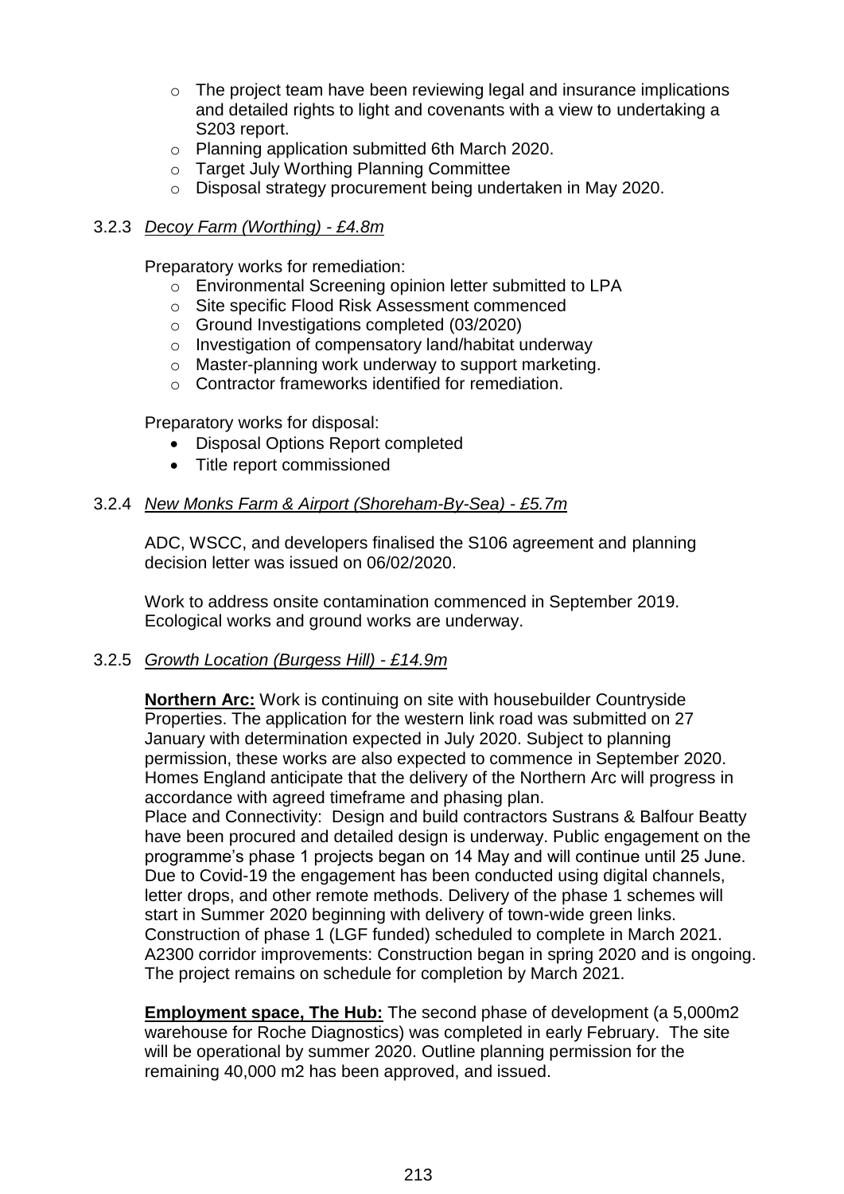- The project team have been reviewing legal and insurance implications and detailed rights to light and covenants with a view to undertaking a S203 report.
- Planning application submitted 6th March 2020.
- Target July Worthing Planning Committee
- Disposal strategy procurement being undertaken in May 2020.

3.2.3 *Decoy Farm (Worthing) - £4.8m*

Preparatory works for remediation:

- Environmental Screening opinion letter submitted to LPA
- Site specific Flood Risk Assessment commenced
- Ground Investigations completed (03/2020)
- Investigation of compensatory land/habitat underway
- Master-planning work underway to support marketing.
- Contractor frameworks identified for remediation.

Preparatory works for disposal:

- Disposal Options Report completed
- Title report commissioned

3.2.4 *New Monks Farm & Airport (Shoreham-By-Sea) - £5.7m*

ADC, WSCC, and developers finalised the S106 agreement and planning decision letter was issued on 06/02/2020.

Work to address onsite contamination commenced in September 2019. Ecological works and ground works are underway.

3.2.5 *Growth Location (Burgess Hill) - £14.9m*

**Northern Arc:** Work is continuing on site with housebuilder Countryside Properties. The application for the western link road was submitted on 27 January with determination expected in July 2020. Subject to planning permission, these works are also expected to commence in September 2020. Homes England anticipate that the delivery of the Northern Arc will progress in accordance with agreed timeframe and phasing plan.
Place and Connectivity: Design and build contractors Sustrans & Balfour Beatty have been procured and detailed design is underway. Public engagement on the programme's phase 1 projects began on 14 May and will continue until 25 June. Due to Covid-19 the engagement has been conducted using digital channels, letter drops, and other remote methods. Delivery of the phase 1 schemes will start in Summer 2020 beginning with delivery of town-wide green links. Construction of phase 1 (LGF funded) scheduled to complete in March 2021.
A2300 corridor improvements: Construction began in spring 2020 and is ongoing. The project remains on schedule for completion by March 2021.

**Employment space, The Hub:** The second phase of development (a 5,000m2 warehouse for Roche Diagnostics) was completed in early February. The site will be operational by summer 2020. Outline planning permission for the remaining 40,000 m2 has been approved, and issued.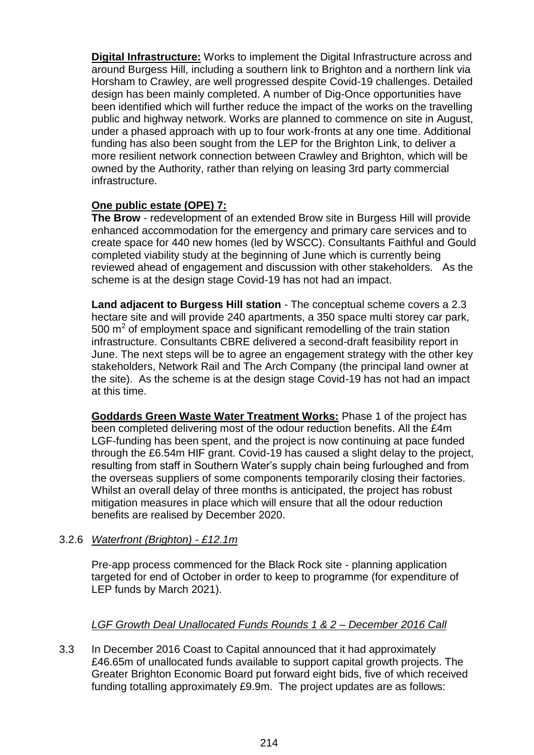**Digital Infrastructure:** Works to implement the Digital Infrastructure across and around Burgess Hill, including a southern link to Brighton and a northern link via Horsham to Crawley, are well progressed despite Covid-19 challenges. Detailed design has been mainly completed. A number of Dig-Once opportunities have been identified which will further reduce the impact of the works on the travelling public and highway network. Works are planned to commence on site in August, under a phased approach with up to four work-fronts at any one time. Additional funding has also been sought from the LEP for the Brighton Link, to deliver a more resilient network connection between Crawley and Brighton, which will be owned by the Authority, rather than relying on leasing 3rd party commercial infrastructure.

**One public estate (OPE) 7:**
**The Brow** - redevelopment of an extended Brow site in Burgess Hill will provide enhanced accommodation for the emergency and primary care services and to create space for 440 new homes (led by WSCC). Consultants Faithful and Gould completed viability study at the beginning of June which is currently being reviewed ahead of engagement and discussion with other stakeholders. As the scheme is at the design stage Covid-19 has not had an impact.

**Land adjacent to Burgess Hill station** - The conceptual scheme covers a 2.3 hectare site and will provide 240 apartments, a 350 space multi storey car park, 500 $m^2$ of employment space and significant remodelling of the train station infrastructure. Consultants CBRE delivered a second-draft feasibility report in June. The next steps will be to agree an engagement strategy with the other key stakeholders, Network Rail and The Arch Company (the principal land owner at the site). As the scheme is at the design stage Covid-19 has not had an impact at this time.

**Goddards Green Waste Water Treatment Works:** Phase 1 of the project has been completed delivering most of the odour reduction benefits. All the £4m LGF-funding has been spent, and the project is now continuing at pace funded through the £6.54m HIF grant. Covid-19 has caused a slight delay to the project, resulting from staff in Southern Water's supply chain being furloughed and from the overseas suppliers of some components temporarily closing their factories. Whilst an overall delay of three months is anticipated, the project has robust mitigation measures in place which will ensure that all the odour reduction benefits are realised by December 2020.

3.2.6 *Waterfront (Brighton) - £12.1m*

Pre-app process commenced for the Black Rock site - planning application targeted for end of October in order to keep to programme (for expenditure of LEP funds by March 2021).

*LGF Growth Deal Unallocated Funds Rounds 1 & 2 – December 2016 Call*

3.3 In December 2016 Coast to Capital announced that it had approximately £46.65m of unallocated funds available to support capital growth projects. The Greater Brighton Economic Board put forward eight bids, five of which received funding totalling approximately £9.9m. The project updates are as follows: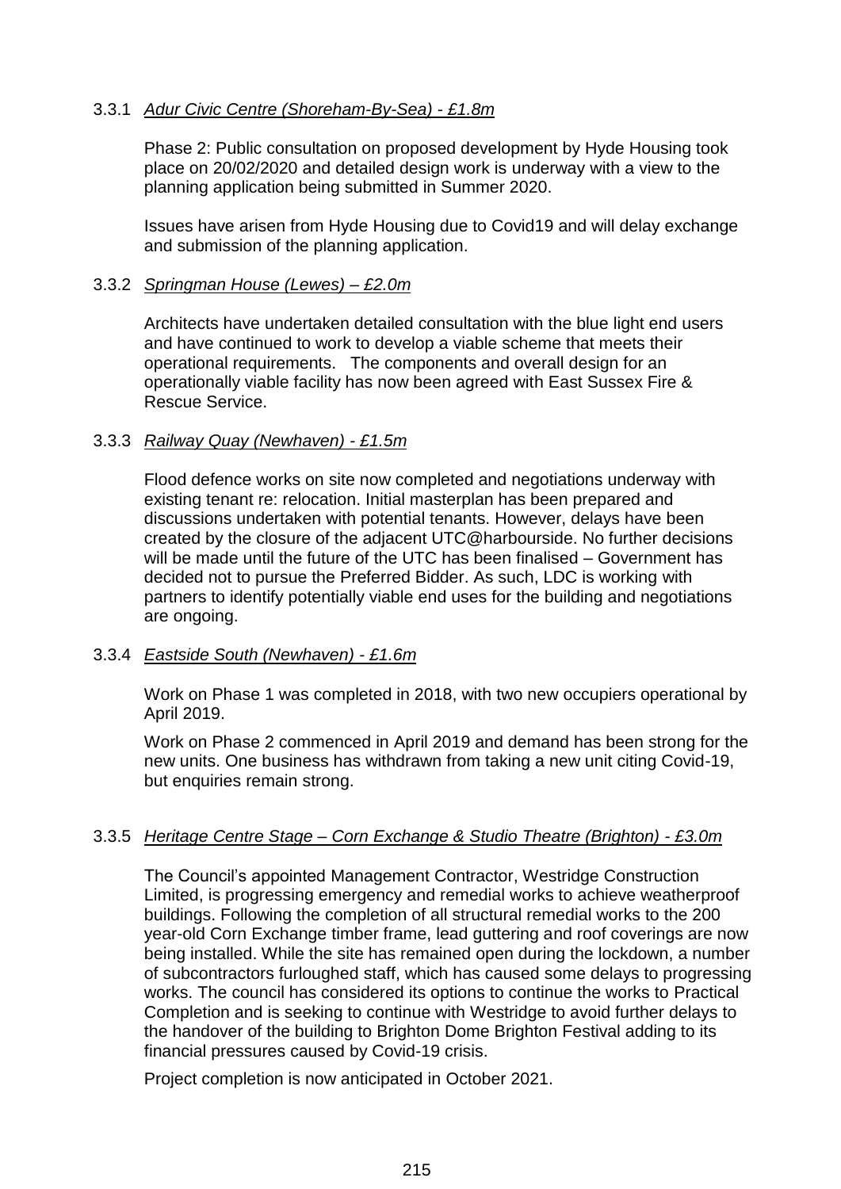### 3.3.1 *Adur Civic Centre (Shoreham-By-Sea) - £1.8m*

Phase 2: Public consultation on proposed development by Hyde Housing took place on 20/02/2020 and detailed design work is underway with a view to the planning application being submitted in Summer 2020.

Issues have arisen from Hyde Housing due to Covid19 and will delay exchange and submission of the planning application.

### 3.3.2 *Springman House (Lewes) – £2.0m*

Architects have undertaken detailed consultation with the blue light end users and have continued to work to develop a viable scheme that meets their operational requirements. The components and overall design for an operationally viable facility has now been agreed with East Sussex Fire & Rescue Service.

### 3.3.3 *Railway Quay (Newhaven) - £1.5m*

Flood defence works on site now completed and negotiations underway with existing tenant re: relocation. Initial masterplan has been prepared and discussions undertaken with potential tenants. However, delays have been created by the closure of the adjacent UTC@harbourside. No further decisions will be made until the future of the UTC has been finalised – Government has decided not to pursue the Preferred Bidder. As such, LDC is working with partners to identify potentially viable end uses for the building and negotiations are ongoing.

### 3.3.4 *Eastside South (Newhaven) - £1.6m*

Work on Phase 1 was completed in 2018, with two new occupiers operational by April 2019.

Work on Phase 2 commenced in April 2019 and demand has been strong for the new units. One business has withdrawn from taking a new unit citing Covid-19, but enquiries remain strong.

### 3.3.5 *Heritage Centre Stage – Corn Exchange & Studio Theatre (Brighton) - £3.0m*

The Council's appointed Management Contractor, Westridge Construction Limited, is progressing emergency and remedial works to achieve weatherproof buildings. Following the completion of all structural remedial works to the 200 year-old Corn Exchange timber frame, lead guttering and roof coverings are now being installed. While the site has remained open during the lockdown, a number of subcontractors furloughed staff, which has caused some delays to progressing works. The council has considered its options to continue the works to Practical Completion and is seeking to continue with Westridge to avoid further delays to the handover of the building to Brighton Dome Brighton Festival adding to its financial pressures caused by Covid-19 crisis.

Project completion is now anticipated in October 2021.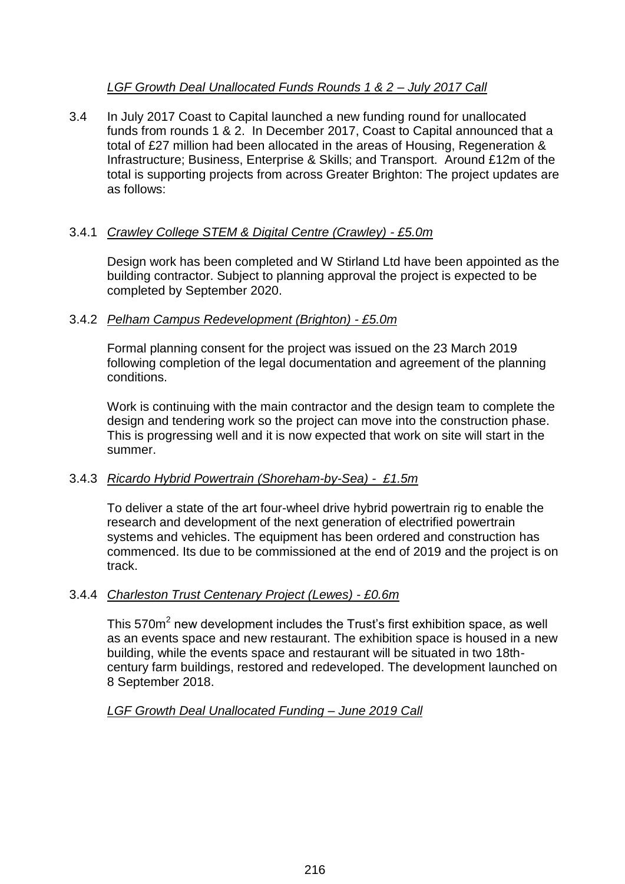*LGF Growth Deal Unallocated Funds Rounds 1 & 2 – July 2017 Call*

3.4 In July 2017 Coast to Capital launched a new funding round for unallocated funds from rounds 1 & 2. In December 2017, Coast to Capital announced that a total of £27 million had been allocated in the areas of Housing, Regeneration & Infrastructure; Business, Enterprise & Skills; and Transport. Around £12m of the total is supporting projects from across Greater Brighton: The project updates are as follows:

3.4.1 *Crawley College STEM & Digital Centre (Crawley) - £5.0m*

Design work has been completed and W Stirland Ltd have been appointed as the building contractor. Subject to planning approval the project is expected to be completed by September 2020.

3.4.2 *Pelham Campus Redevelopment (Brighton) - £5.0m*

Formal planning consent for the project was issued on the 23 March 2019 following completion of the legal documentation and agreement of the planning conditions.

Work is continuing with the main contractor and the design team to complete the design and tendering work so the project can move into the construction phase. This is progressing well and it is now expected that work on site will start in the summer.

3.4.3 *Ricardo Hybrid Powertrain (Shoreham-by-Sea) - £1.5m*

To deliver a state of the art four-wheel drive hybrid powertrain rig to enable the research and development of the next generation of electrified powertrain systems and vehicles. The equipment has been ordered and construction has commenced. Its due to be commissioned at the end of 2019 and the project is on track.

3.4.4 *Charleston Trust Centenary Project (Lewes) - £0.6m*

This $570m^2$ new development includes the Trust's first exhibition space, as well as an events space and new restaurant. The exhibition space is housed in a new building, while the events space and restaurant will be situated in two 18th-century farm buildings, restored and redeveloped. The development launched on 8 September 2018.

*LGF Growth Deal Unallocated Funding – June 2019 Call*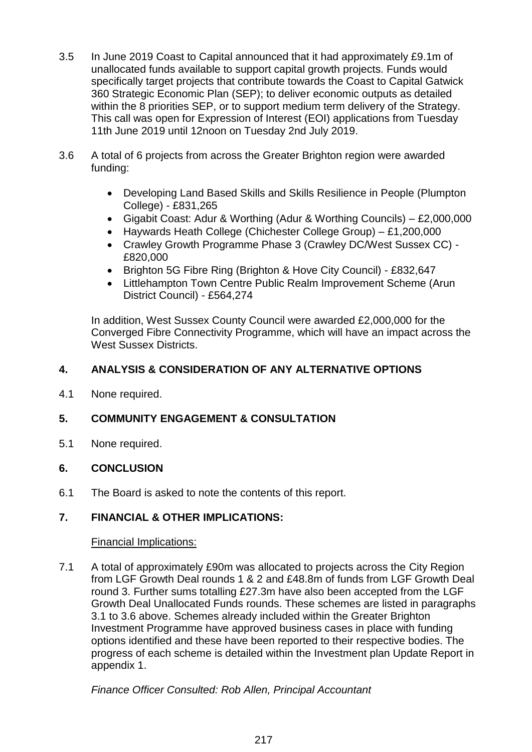3.5 In June 2019 Coast to Capital announced that it had approximately £9.1m of unallocated funds available to support capital growth projects. Funds would specifically target projects that contribute towards the Coast to Capital Gatwick 360 Strategic Economic Plan (SEP); to deliver economic outputs as detailed within the 8 priorities SEP, or to support medium term delivery of the Strategy. This call was open for Expression of Interest (EOI) applications from Tuesday 11th June 2019 until 12noon on Tuesday 2nd July 2019.

3.6 A total of 6 projects from across the Greater Brighton region were awarded funding:

- Developing Land Based Skills and Skills Resilience in People (Plumpton College) - £831,265
- Gigabit Coast: Adur & Worthing (Adur & Worthing Councils) – £2,000,000
- Haywards Heath College (Chichester College Group) – £1,200,000
- Crawley Growth Programme Phase 3 (Crawley DC/West Sussex CC) - £820,000
- Brighton 5G Fibre Ring (Brighton & Hove City Council) - £832,647
- Littlehampton Town Centre Public Realm Improvement Scheme (Arun District Council) - £564,274

In addition, West Sussex County Council were awarded £2,000,000 for the Converged Fibre Connectivity Programme, which will have an impact across the West Sussex Districts.

## 4. ANALYSIS & CONSIDERATION OF ANY ALTERNATIVE OPTIONS

4.1 None required.

## 5. COMMUNITY ENGAGEMENT & CONSULTATION

5.1 None required.

## 6. CONCLUSION

6.1 The Board is asked to note the contents of this report.

## 7. FINANCIAL & OTHER IMPLICATIONS:

Financial Implications:

7.1 A total of approximately £90m was allocated to projects across the City Region from LGF Growth Deal rounds 1 & 2 and £48.8m of funds from LGF Growth Deal round 3. Further sums totalling £27.3m have also been accepted from the LGF Growth Deal Unallocated Funds rounds. These schemes are listed in paragraphs 3.1 to 3.6 above. Schemes already included within the Greater Brighton Investment Programme have approved business cases in place with funding options identified and these have been reported to their respective bodies. The progress of each scheme is detailed within the Investment plan Update Report in appendix 1.

*Finance Officer Consulted: Rob Allen, Principal Accountant*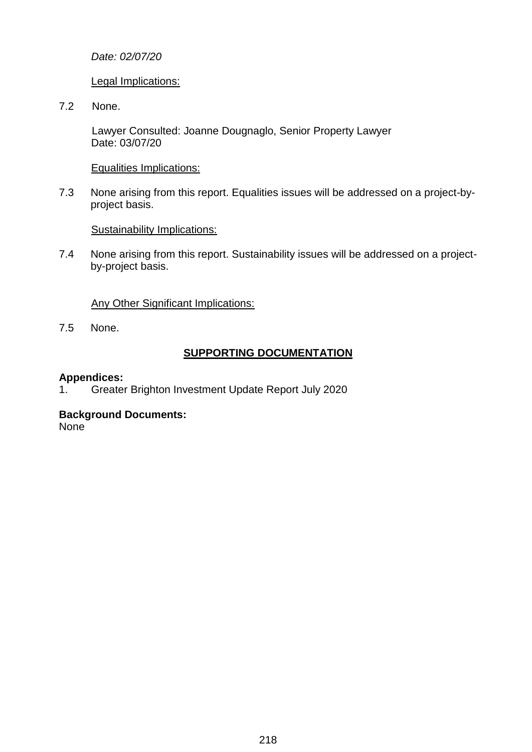*Date: 02/07/20*

Legal Implications:

7.2 None.

Lawyer Consulted: Joanne Dougnaglo, Senior Property Lawyer
Date: 03/07/20

Equalities Implications:

7.3 None arising from this report. Equalities issues will be addressed on a project-by-project basis.

Sustainability Implications:

7.4 None arising from this report. Sustainability issues will be addressed on a project-by-project basis.

Any Other Significant Implications:

7.5 None.

## SUPPORTING DOCUMENTATION

**Appendices:**
1. Greater Brighton Investment Update Report July 2020

**Background Documents:**
None